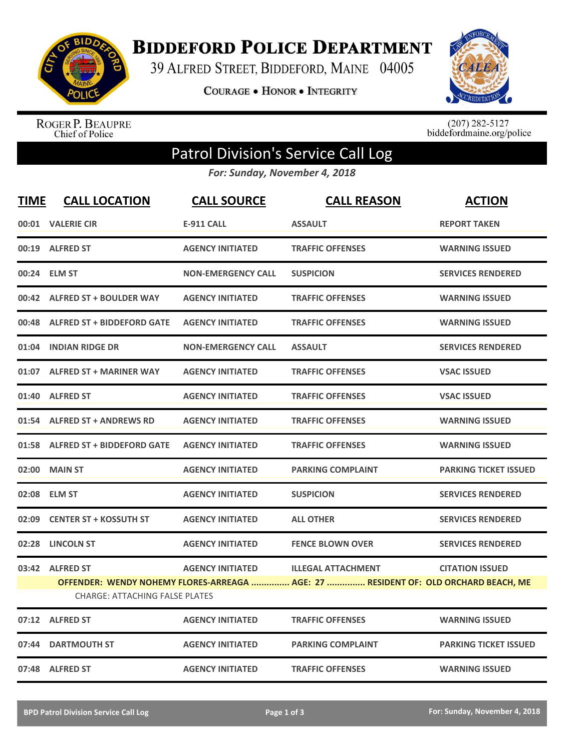# BIDDEFORD POLICE DEPARTMENT

39 ALFRED STREET, BIDDEFORD, MAINE 04005

COURAGE • HONOR • INTEGRITY

ROGER P. BEAUPRE
Chief of Police

(207) 282-5127
biddefordmaine.org/police

## Patrol Division's Service Call Log

*For: Sunday, November 4, 2018*

| TIME | CALL LOCATION | CALL SOURCE | CALL REASON | ACTION |
|---|---|---|---|---|
| 00:01 | VALERIE CIR | E-911 CALL | ASSAULT | REPORT TAKEN |
| 00:19 | ALFRED ST | AGENCY INITIATED | TRAFFIC OFFENSES | WARNING ISSUED |
| 00:24 | ELM ST | NON-EMERGENCY CALL | SUSPICION | SERVICES RENDERED |
| 00:42 | ALFRED ST + BOULDER WAY | AGENCY INITIATED | TRAFFIC OFFENSES | WARNING ISSUED |
| 00:48 | ALFRED ST + BIDDEFORD GATE | AGENCY INITIATED | TRAFFIC OFFENSES | WARNING ISSUED |
| 01:04 | INDIAN RIDGE DR | NON-EMERGENCY CALL | ASSAULT | SERVICES RENDERED |
| 01:07 | ALFRED ST + MARINER WAY | AGENCY INITIATED | TRAFFIC OFFENSES | VSAC ISSUED |
| 01:40 | ALFRED ST | AGENCY INITIATED | TRAFFIC OFFENSES | VSAC ISSUED |
| 01:54 | ALFRED ST + ANDREWS RD | AGENCY INITIATED | TRAFFIC OFFENSES | WARNING ISSUED |
| 01:58 | ALFRED ST + BIDDEFORD GATE | AGENCY INITIATED | TRAFFIC OFFENSES | WARNING ISSUED |
| 02:00 | MAIN ST | AGENCY INITIATED | PARKING COMPLAINT | PARKING TICKET ISSUED |
| 02:08 | ELM ST | AGENCY INITIATED | SUSPICION | SERVICES RENDERED |
| 02:09 | CENTER ST + KOSSUTH ST | AGENCY INITIATED | ALL OTHER | SERVICES RENDERED |
| 02:28 | LINCOLN ST | AGENCY INITIATED | FENCE BLOWN OVER | SERVICES RENDERED |
| 03:42 | ALFRED ST | AGENCY INITIATED | ILLEGAL ATTACHMENT | CITATION ISSUED |
| | OFFENDER: WENDY NOHEMY FLORES-ARREAGA ............... AGE: 27 ............... RESIDENT OF: OLD ORCHARD BEACH, ME | | | |
| | CHARGE: ATTACHING FALSE PLATES | | | |
| 07:12 | ALFRED ST | AGENCY INITIATED | TRAFFIC OFFENSES | WARNING ISSUED |
| 07:44 | DARTMOUTH ST | AGENCY INITIATED | PARKING COMPLAINT | PARKING TICKET ISSUED |
| 07:48 | ALFRED ST | AGENCY INITIATED | TRAFFIC OFFENSES | WARNING ISSUED |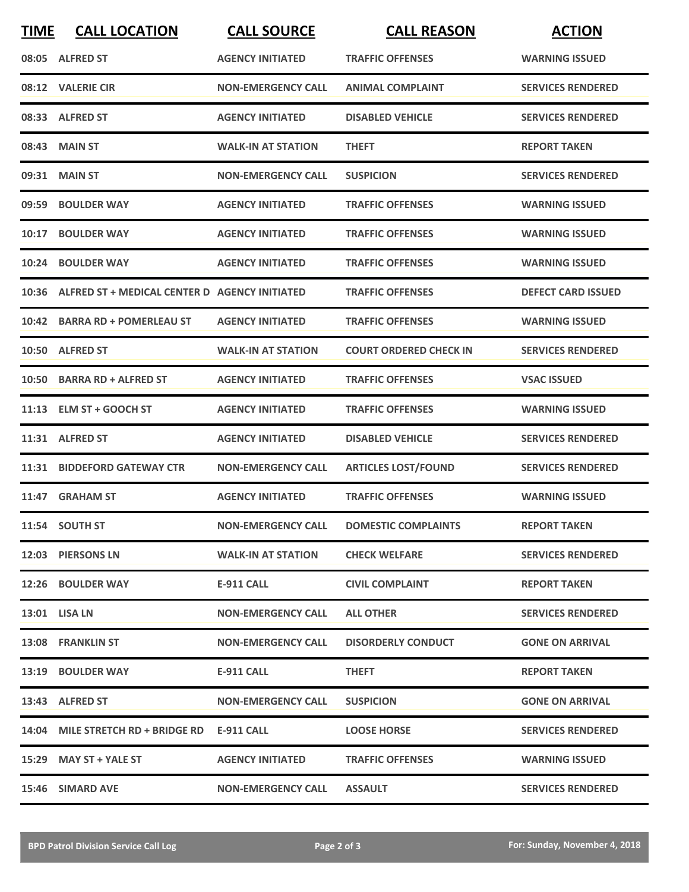| TIME | CALL LOCATION | CALL SOURCE | CALL REASON | ACTION |
|---|---|---|---|---|
| 08:05 | ALFRED ST | AGENCY INITIATED | TRAFFIC OFFENSES | WARNING ISSUED |
| 08:12 | VALERIE CIR | NON-EMERGENCY CALL | ANIMAL COMPLAINT | SERVICES RENDERED |
| 08:33 | ALFRED ST | AGENCY INITIATED | DISABLED VEHICLE | SERVICES RENDERED |
| 08:43 | MAIN ST | WALK-IN AT STATION | THEFT | REPORT TAKEN |
| 09:31 | MAIN ST | NON-EMERGENCY CALL | SUSPICION | SERVICES RENDERED |
| 09:59 | BOULDER WAY | AGENCY INITIATED | TRAFFIC OFFENSES | WARNING ISSUED |
| 10:17 | BOULDER WAY | AGENCY INITIATED | TRAFFIC OFFENSES | WARNING ISSUED |
| 10:24 | BOULDER WAY | AGENCY INITIATED | TRAFFIC OFFENSES | WARNING ISSUED |
| 10:36 | ALFRED ST + MEDICAL CENTER D | AGENCY INITIATED | TRAFFIC OFFENSES | DEFECT CARD ISSUED |
| 10:42 | BARRA RD + POMERLEAU ST | AGENCY INITIATED | TRAFFIC OFFENSES | WARNING ISSUED |
| 10:50 | ALFRED ST | WALK-IN AT STATION | COURT ORDERED CHECK IN | SERVICES RENDERED |
| 10:50 | BARRA RD + ALFRED ST | AGENCY INITIATED | TRAFFIC OFFENSES | VSAC ISSUED |
| 11:13 | ELM ST + GOOCH ST | AGENCY INITIATED | TRAFFIC OFFENSES | WARNING ISSUED |
| 11:31 | ALFRED ST | AGENCY INITIATED | DISABLED VEHICLE | SERVICES RENDERED |
| 11:31 | BIDDEFORD GATEWAY CTR | NON-EMERGENCY CALL | ARTICLES LOST/FOUND | SERVICES RENDERED |
| 11:47 | GRAHAM ST | AGENCY INITIATED | TRAFFIC OFFENSES | WARNING ISSUED |
| 11:54 | SOUTH ST | NON-EMERGENCY CALL | DOMESTIC COMPLAINTS | REPORT TAKEN |
| 12:03 | PIERSONS LN | WALK-IN AT STATION | CHECK WELFARE | SERVICES RENDERED |
| 12:26 | BOULDER WAY | E-911 CALL | CIVIL COMPLAINT | REPORT TAKEN |
| 13:01 | LISA LN | NON-EMERGENCY CALL | ALL OTHER | SERVICES RENDERED |
| 13:08 | FRANKLIN ST | NON-EMERGENCY CALL | DISORDERLY CONDUCT | GONE ON ARRIVAL |
| 13:19 | BOULDER WAY | E-911 CALL | THEFT | REPORT TAKEN |
| 13:43 | ALFRED ST | NON-EMERGENCY CALL | SUSPICION | GONE ON ARRIVAL |
| 14:04 | MILE STRETCH RD + BRIDGE RD | E-911 CALL | LOOSE HORSE | SERVICES RENDERED |
| 15:29 | MAY ST + YALE ST | AGENCY INITIATED | TRAFFIC OFFENSES | WARNING ISSUED |
| 15:46 | SIMARD AVE | NON-EMERGENCY CALL | ASSAULT | SERVICES RENDERED |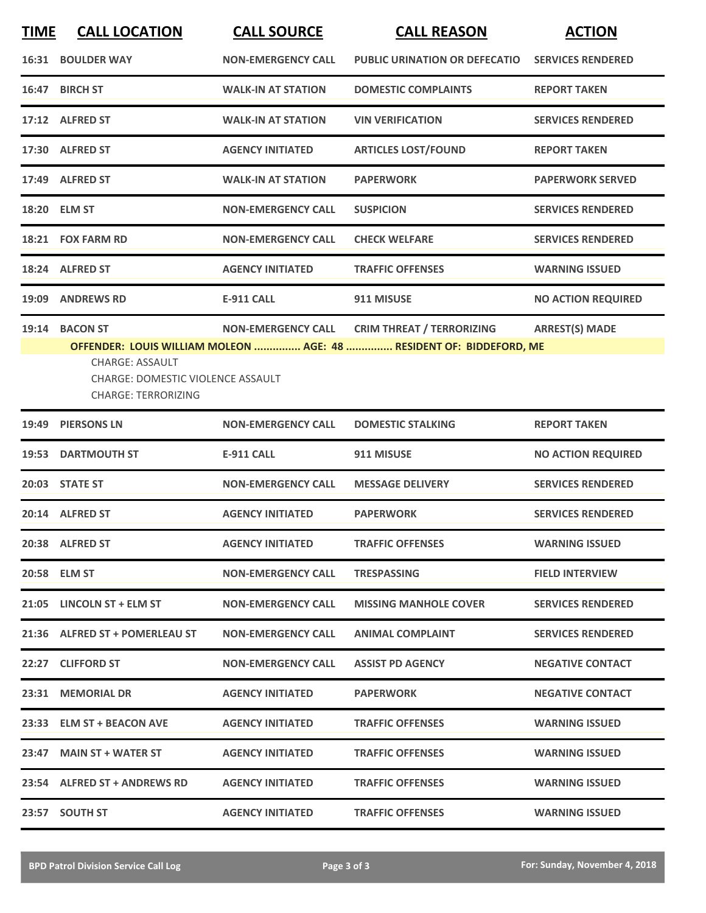| TIME | CALL LOCATION | CALL SOURCE | CALL REASON | ACTION |
|---|---|---|---|---|
| 16:31 | BOULDER WAY | NON-EMERGENCY CALL | PUBLIC URINATION OR DEFECATIO | SERVICES RENDERED |
| 16:47 | BIRCH ST | WALK-IN AT STATION | DOMESTIC COMPLAINTS | REPORT TAKEN |
| 17:12 | ALFRED ST | WALK-IN AT STATION | VIN VERIFICATION | SERVICES RENDERED |
| 17:30 | ALFRED ST | AGENCY INITIATED | ARTICLES LOST/FOUND | REPORT TAKEN |
| 17:49 | ALFRED ST | WALK-IN AT STATION | PAPERWORK | PAPERWORK SERVED |
| 18:20 | ELM ST | NON-EMERGENCY CALL | SUSPICION | SERVICES RENDERED |
| 18:21 | FOX FARM RD | NON-EMERGENCY CALL | CHECK WELFARE | SERVICES RENDERED |
| 18:24 | ALFRED ST | AGENCY INITIATED | TRAFFIC OFFENSES | WARNING ISSUED |
| 19:09 | ANDREWS RD | E-911 CALL | 911 MISUSE | NO ACTION REQUIRED |
| 19:14 | BACON ST | NON-EMERGENCY CALL | CRIM THREAT / TERRORIZING | ARREST(S) MADE |

**OFFENDER: LOUIS WILLIAM MOLEON ............... AGE: 48 ............... RESIDENT OF: BIDDEFORD, ME**

CHARGE: ASSAULT
CHARGE: DOMESTIC VIOLENCE ASSAULT
CHARGE: TERRORIZING

| TIME | CALL LOCATION | CALL SOURCE | CALL REASON | ACTION |
|---|---|---|---|---|
| 19:49 | PIERSONS LN | NON-EMERGENCY CALL | DOMESTIC STALKING | REPORT TAKEN |
| 19:53 | DARTMOUTH ST | E-911 CALL | 911 MISUSE | NO ACTION REQUIRED |
| 20:03 | STATE ST | NON-EMERGENCY CALL | MESSAGE DELIVERY | SERVICES RENDERED |
| 20:14 | ALFRED ST | AGENCY INITIATED | PAPERWORK | SERVICES RENDERED |
| 20:38 | ALFRED ST | AGENCY INITIATED | TRAFFIC OFFENSES | WARNING ISSUED |
| 20:58 | ELM ST | NON-EMERGENCY CALL | TRESPASSING | FIELD INTERVIEW |
| 21:05 | LINCOLN ST + ELM ST | NON-EMERGENCY CALL | MISSING MANHOLE COVER | SERVICES RENDERED |
| 21:36 | ALFRED ST + POMERLEAU ST | NON-EMERGENCY CALL | ANIMAL COMPLAINT | SERVICES RENDERED |
| 22:27 | CLIFFORD ST | NON-EMERGENCY CALL | ASSIST PD AGENCY | NEGATIVE CONTACT |
| 23:31 | MEMORIAL DR | AGENCY INITIATED | PAPERWORK | NEGATIVE CONTACT |
| 23:33 | ELM ST + BEACON AVE | AGENCY INITIATED | TRAFFIC OFFENSES | WARNING ISSUED |
| 23:47 | MAIN ST + WATER ST | AGENCY INITIATED | TRAFFIC OFFENSES | WARNING ISSUED |
| 23:54 | ALFRED ST + ANDREWS RD | AGENCY INITIATED | TRAFFIC OFFENSES | WARNING ISSUED |
| 23:57 | SOUTH ST | AGENCY INITIATED | TRAFFIC OFFENSES | WARNING ISSUED |